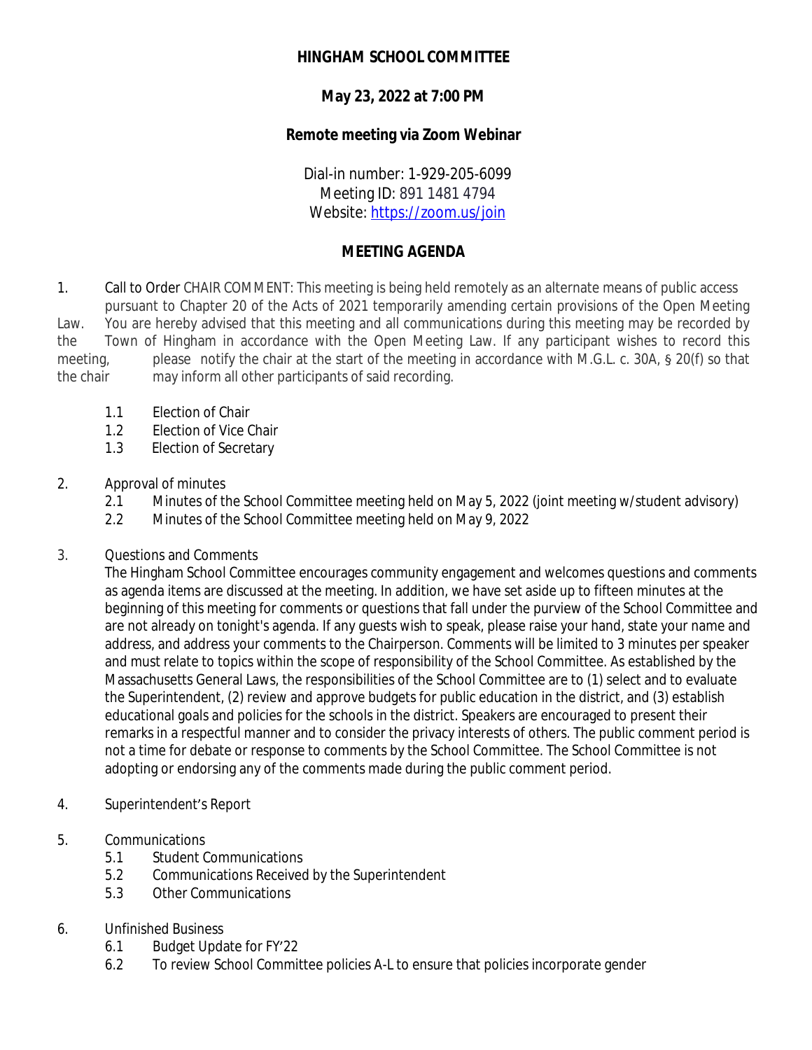# HINGHAM SCHOOL COMMITTEE

## May 23, 2022 at 7:00 PM

## Remote meeting via Zoom Webinar

Dial-in number: 1-929-205-6099
Meeting ID: 891 1481 4794
Website: https://zoom.us/join

## MEETING AGENDA

1. Call to Order CHAIR COMMENT: This meeting is being held remotely as an alternate means of public access pursuant to Chapter 20 of the Acts of 2021 temporarily amending certain provisions of the Open Meeting Law. You are hereby advised that this meeting and all communications during this meeting may be recorded by the Town of Hingham in accordance with the Open Meeting Law. If any participant wishes to record this meeting, please notify the chair at the start of the meeting in accordance with M.G.L. c. 30A, § 20(f) so that the chair may inform all other participants of said recording.

   1.1 Election of Chair
   1.2 Election of Vice Chair
   1.3 Election of Secretary

2. Approval of minutes
   2.1 Minutes of the School Committee meeting held on May 5, 2022 (joint meeting w/student advisory)
   2.2 Minutes of the School Committee meeting held on May 9, 2022

3. Questions and Comments
   The Hingham School Committee encourages community engagement and welcomes questions and comments as agenda items are discussed at the meeting. In addition, we have set aside up to fifteen minutes at the beginning of this meeting for comments or questions that fall under the purview of the School Committee and are not already on tonight's agenda. If any guests wish to speak, please raise your hand, state your name and address, and address your comments to the Chairperson. Comments will be limited to 3 minutes per speaker and must relate to topics within the scope of responsibility of the School Committee. As established by the Massachusetts General Laws, the responsibilities of the School Committee are to (1) select and to evaluate the Superintendent, (2) review and approve budgets for public education in the district, and (3) establish educational goals and policies for the schools in the district. Speakers are encouraged to present their remarks in a respectful manner and to consider the privacy interests of others. The public comment period is not a time for debate or response to comments by the School Committee. The School Committee is not adopting or endorsing any of the comments made during the public comment period.

4. Superintendent's Report

5. Communications
   5.1 Student Communications
   5.2 Communications Received by the Superintendent
   5.3 Other Communications

6. Unfinished Business
   6.1 Budget Update for FY'22
   6.2 To review School Committee policies A-L to ensure that policies incorporate gender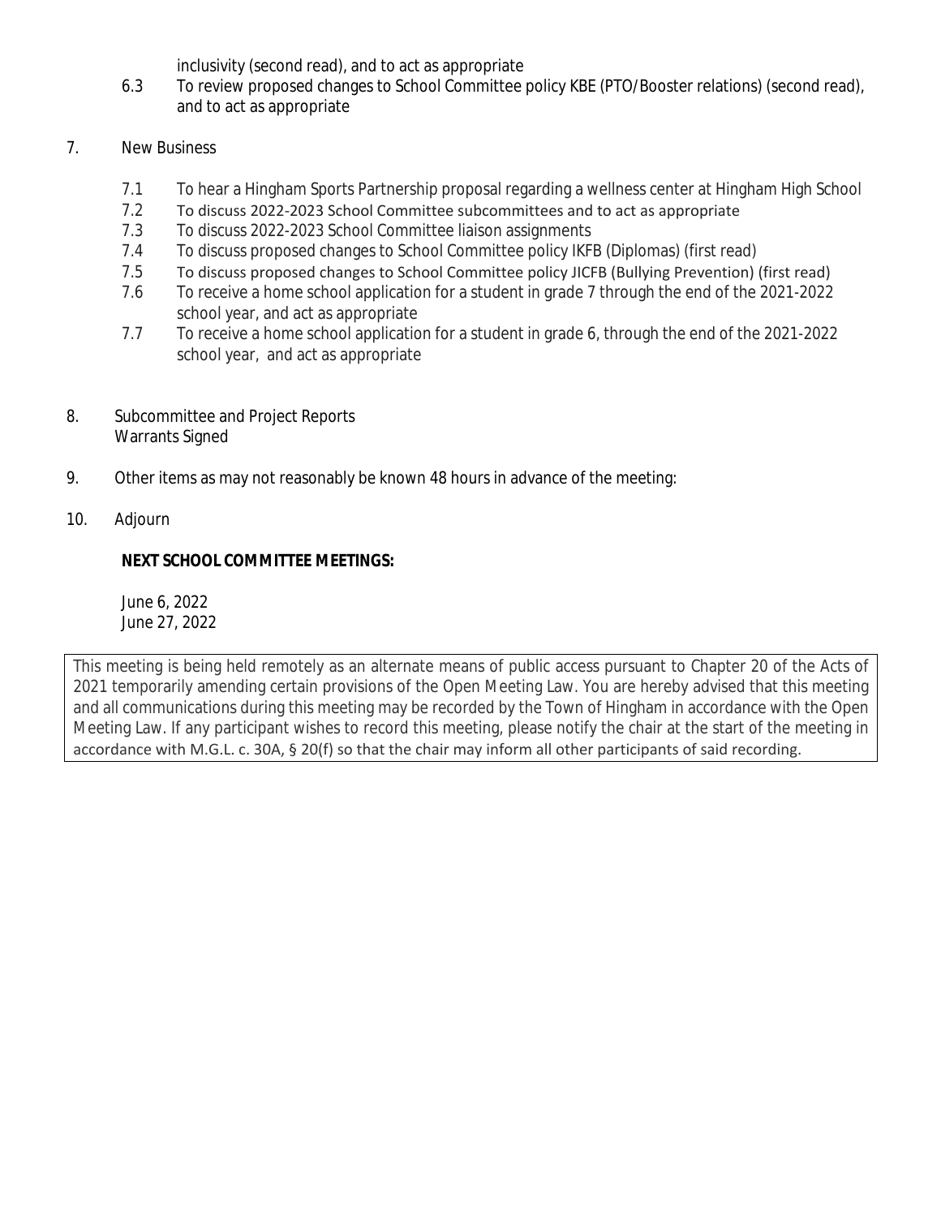inclusivity (second read), and to act as appropriate

6.3 To review proposed changes to School Committee policy KBE (PTO/Booster relations) (second read), and to act as appropriate

7. New Business

   7.1 To hear a Hingham Sports Partnership proposal regarding a wellness center at Hingham High School
   7.2 To discuss 2022-2023 School Committee subcommittees and to act as appropriate
   7.3 To discuss 2022-2023 School Committee liaison assignments
   7.4 To discuss proposed changes to School Committee policy IKFB (Diplomas) (first read)
   7.5 To discuss proposed changes to School Committee policy JICFB (Bullying Prevention) (first read)
   7.6 To receive a home school application for a student in grade 7 through the end of the 2021-2022 school year, and act as appropriate
   7.7 To receive a home school application for a student in grade 6, through the end of the 2021-2022 school year, and act as appropriate

8. Subcommittee and Project Reports
   Warrants Signed

9. Other items as may not reasonably be known 48 hours in advance of the meeting:

10. Adjourn

**NEXT SCHOOL COMMITTEE MEETINGS:**

June 6, 2022
June 27, 2022

This meeting is being held remotely as an alternate means of public access pursuant to Chapter 20 of the Acts of 2021 temporarily amending certain provisions of the Open Meeting Law. You are hereby advised that this meeting and all communications during this meeting may be recorded by the Town of Hingham in accordance with the Open Meeting Law. If any participant wishes to record this meeting, please notify the chair at the start of the meeting in accordance with M.G.L. c. 30A, § 20(f) so that the chair may inform all other participants of said recording.